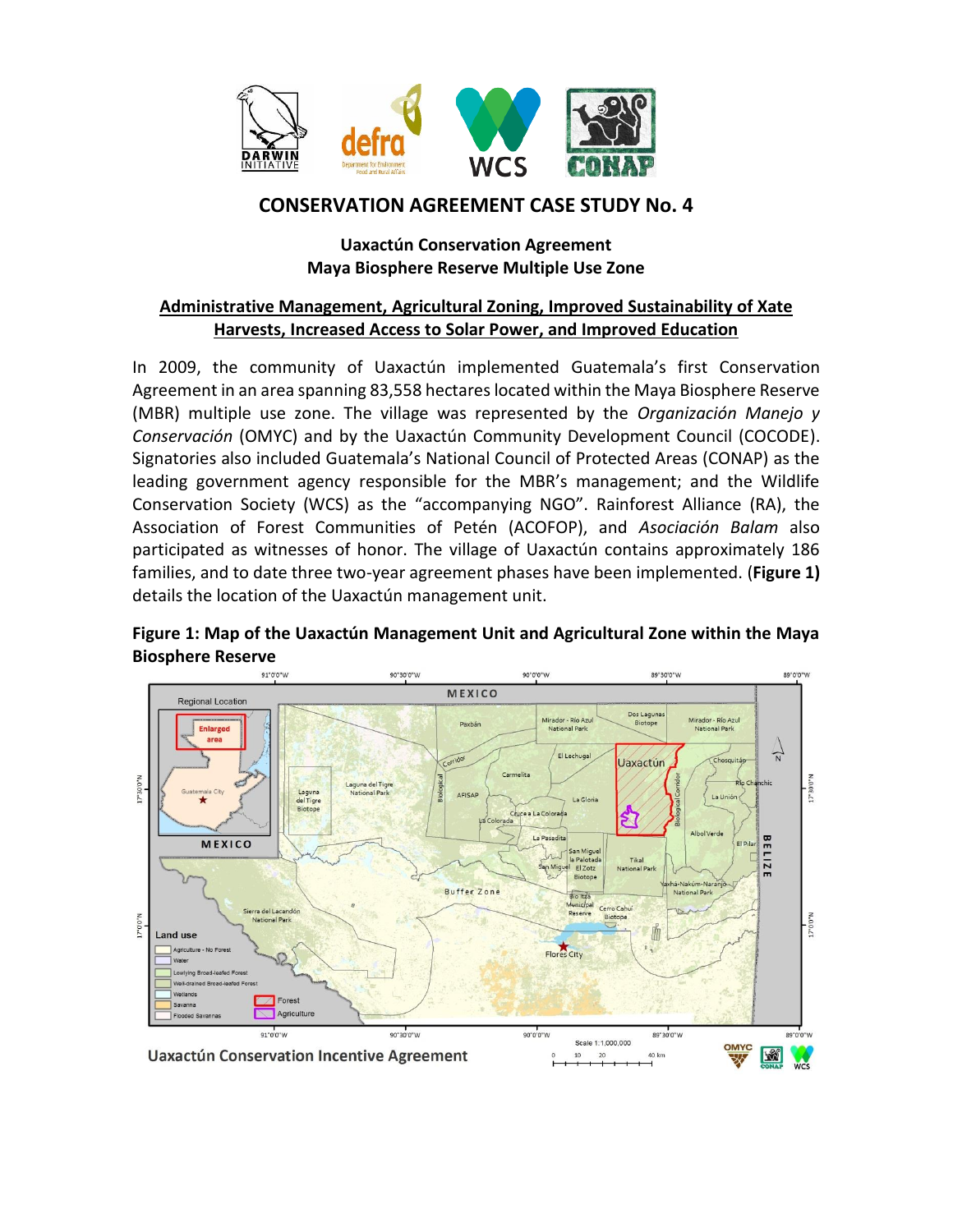# CONSERVATION AGREEMENT CASE STUDY No. 4

**Uaxactún Conservation Agreement**
**Maya Biosphere Reserve Multiple Use Zone**

## Administrative Management, Agricultural Zoning, Improved Sustainability of Xate Harvests, Increased Access to Solar Power, and Improved Education

In 2009, the community of Uaxactún implemented Guatemala's first Conservation Agreement in an area spanning 83,558 hectares located within the Maya Biosphere Reserve (MBR) multiple use zone. The village was represented by the *Organización Manejo y Conservación* (OMYC) and by the Uaxactún Community Development Council (COCODE). Signatories also included Guatemala's National Council of Protected Areas (CONAP) as the leading government agency responsible for the MBR's management; and the Wildlife Conservation Society (WCS) as the "accompanying NGO". Rainforest Alliance (RA), the Association of Forest Communities of Petén (ACOFOP), and *Asociación Balam* also participated as witnesses of honor. The village of Uaxactún contains approximately 186 families, and to date three two-year agreement phases have been implemented. (**Figure 1)** details the location of the Uaxactún management unit.

**Figure 1: Map of the Uaxactún Management Unit and Agricultural Zone within the Maya Biosphere Reserve**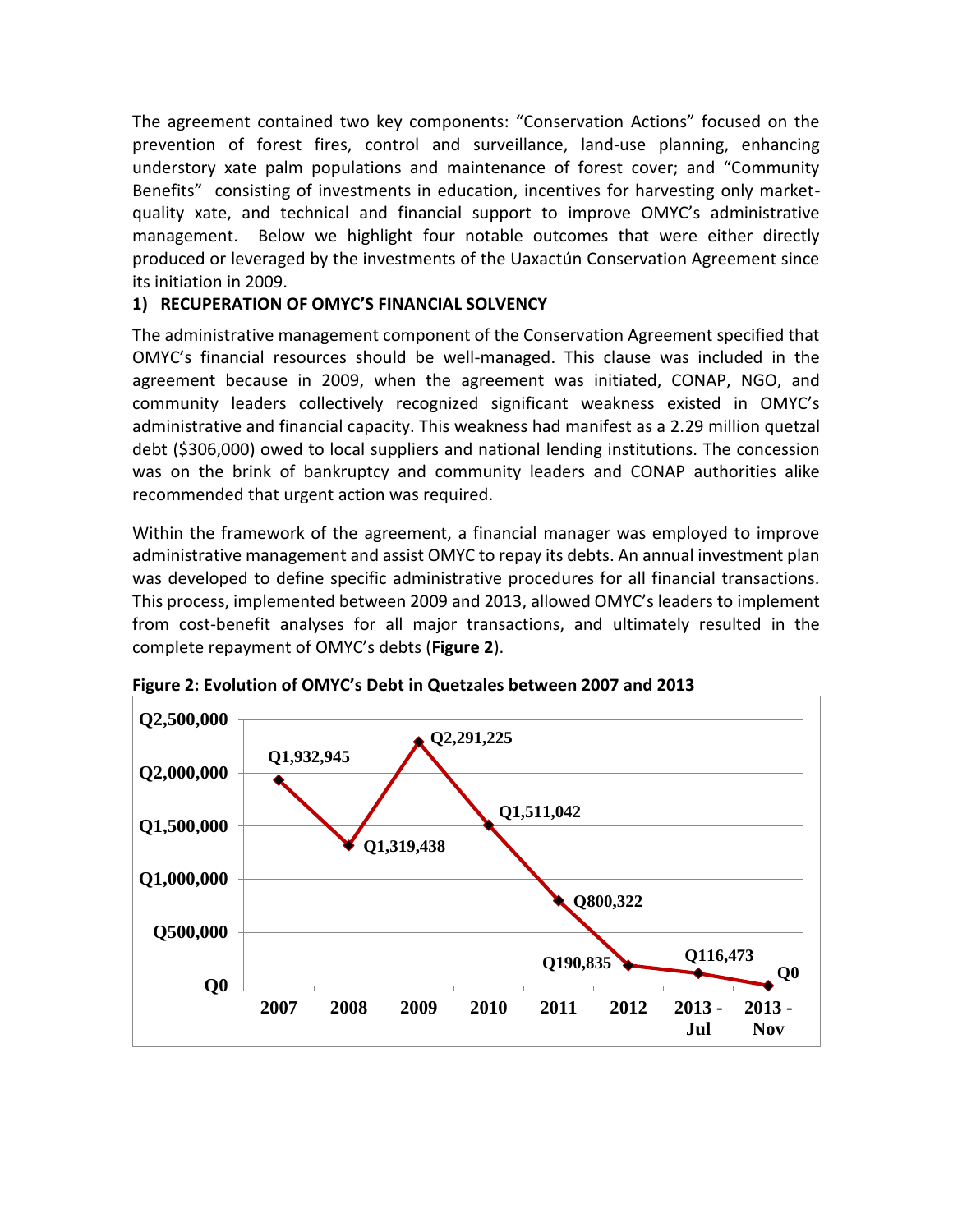The agreement contained two key components: "Conservation Actions" focused on the prevention of forest fires, control and surveillance, land-use planning, enhancing understory xate palm populations and maintenance of forest cover; and "Community Benefits" consisting of investments in education, incentives for harvesting only market-quality xate, and technical and financial support to improve OMYC's administrative management. Below we highlight four notable outcomes that were either directly produced or leveraged by the investments of the Uaxactún Conservation Agreement since its initiation in 2009.

## 1) RECUPERATION OF OMYC'S FINANCIAL SOLVENCY

The administrative management component of the Conservation Agreement specified that OMYC's financial resources should be well-managed. This clause was included in the agreement because in 2009, when the agreement was initiated, CONAP, NGO, and community leaders collectively recognized significant weakness existed in OMYC's administrative and financial capacity. This weakness had manifest as a 2.29 million quetzal debt ($306,000) owed to local suppliers and national lending institutions. The concession was on the brink of bankruptcy and community leaders and CONAP authorities alike recommended that urgent action was required.

Within the framework of the agreement, a financial manager was employed to improve administrative management and assist OMYC to repay its debts. An annual investment plan was developed to define specific administrative procedures for all financial transactions. This process, implemented between 2009 and 2013, allowed OMYC's leaders to implement from cost-benefit analyses for all major transactions, and ultimately resulted in the complete repayment of OMYC's debts (**Figure 2**).

**Figure 2: Evolution of OMYC's Debt in Quetzales between 2007 and 2013**

| Year | Debt |
|---|---|
| 2007 | Q1,932,945 |
| 2008 | Q1,319,438 |
| 2009 | Q2,291,225 |
| 2010 | Q1,511,042 |
| 2011 | Q800,322 |
| 2012 | Q190,835 |
| 2013 - Jul | Q116,473 |
| 2013 - Nov | Q0 |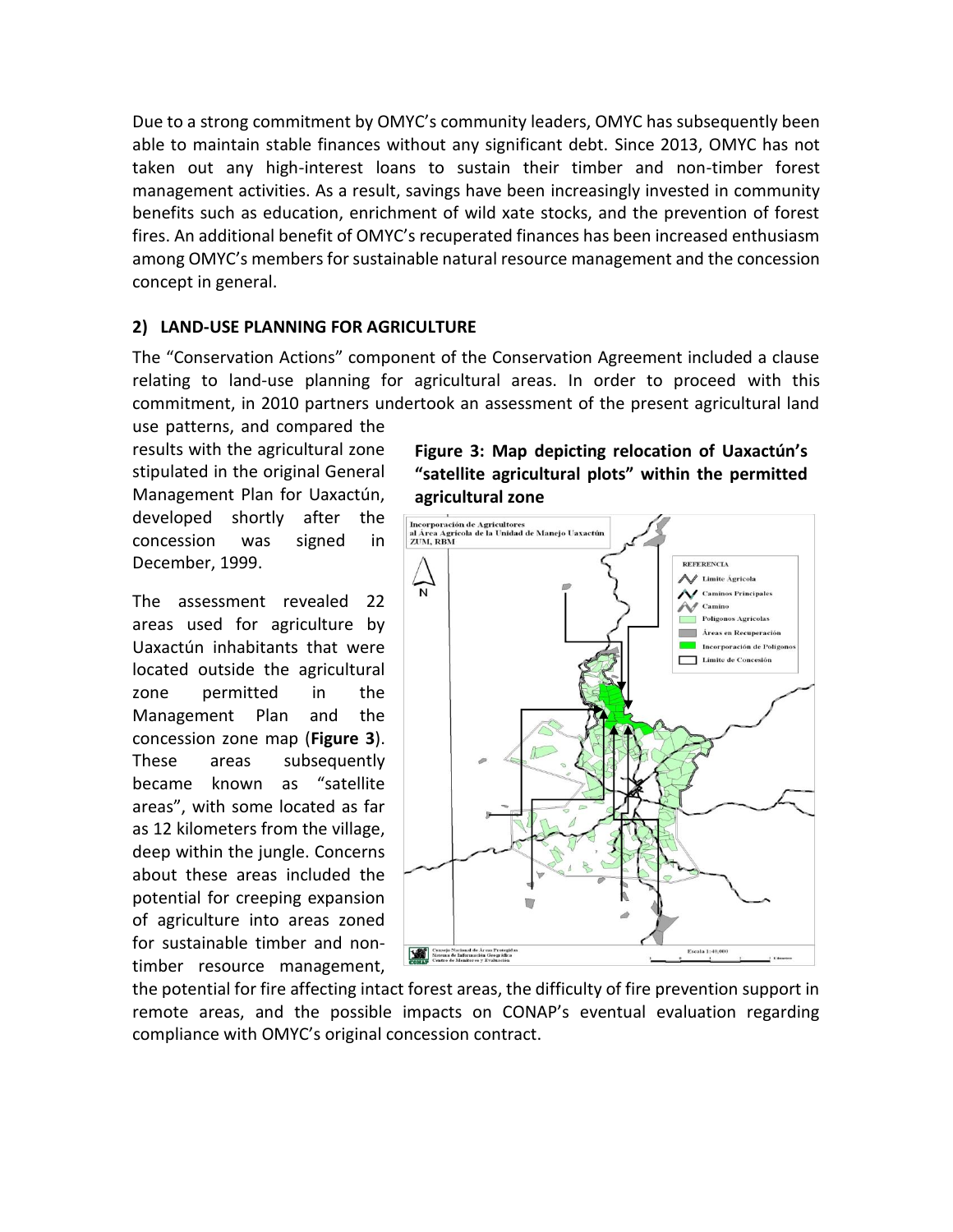Due to a strong commitment by OMYC's community leaders, OMYC has subsequently been able to maintain stable finances without any significant debt. Since 2013, OMYC has not taken out any high-interest loans to sustain their timber and non-timber forest management activities. As a result, savings have been increasingly invested in community benefits such as education, enrichment of wild xate stocks, and the prevention of forest fires. An additional benefit of OMYC's recuperated finances has been increased enthusiasm among OMYC's members for sustainable natural resource management and the concession concept in general.

## 2) LAND-USE PLANNING FOR AGRICULTURE

The "Conservation Actions" component of the Conservation Agreement included a clause relating to land-use planning for agricultural areas. In order to proceed with this commitment, in 2010 partners undertook an assessment of the present agricultural land use patterns, and compared the results with the agricultural zone stipulated in the original General Management Plan for Uaxactún, developed shortly after the concession was signed in December, 1999.

**Figure 3: Map depicting relocation of Uaxactún's "satellite agricultural plots" within the permitted agricultural zone**

The assessment revealed 22 areas used for agriculture by Uaxactún inhabitants that were located outside the agricultural zone permitted in the Management Plan and the concession zone map (**Figure 3**). These areas subsequently became known as "satellite areas", with some located as far as 12 kilometers from the village, deep within the jungle. Concerns about these areas included the potential for creeping expansion of agriculture into areas zoned for sustainable timber and non-timber resource management, the potential for fire affecting intact forest areas, the difficulty of fire prevention support in remote areas, and the possible impacts on CONAP's eventual evaluation regarding compliance with OMYC's original concession contract.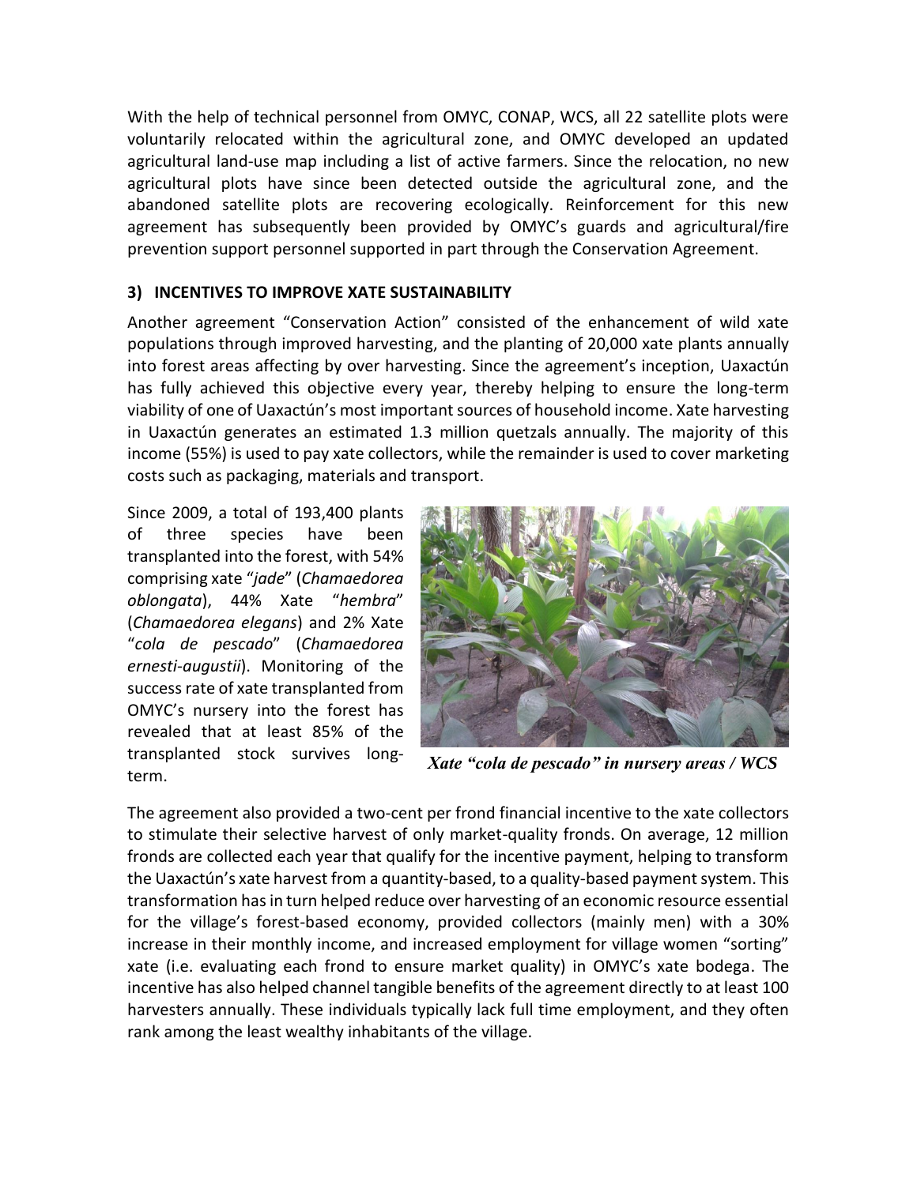With the help of technical personnel from OMYC, CONAP, WCS, all 22 satellite plots were voluntarily relocated within the agricultural zone, and OMYC developed an updated agricultural land-use map including a list of active farmers. Since the relocation, no new agricultural plots have since been detected outside the agricultural zone, and the abandoned satellite plots are recovering ecologically. Reinforcement for this new agreement has subsequently been provided by OMYC's guards and agricultural/fire prevention support personnel supported in part through the Conservation Agreement.

### 3) INCENTIVES TO IMPROVE XATE SUSTAINABILITY

Another agreement "Conservation Action" consisted of the enhancement of wild xate populations through improved harvesting, and the planting of 20,000 xate plants annually into forest areas affecting by over harvesting. Since the agreement's inception, Uaxactún has fully achieved this objective every year, thereby helping to ensure the long-term viability of one of Uaxactún's most important sources of household income. Xate harvesting in Uaxactún generates an estimated 1.3 million quetzals annually. The majority of this income (55%) is used to pay xate collectors, while the remainder is used to cover marketing costs such as packaging, materials and transport.

Since 2009, a total of 193,400 plants of three species have been transplanted into the forest, with 54% comprising xate "*jade*" (*Chamaedorea oblongata*), 44% Xate "*hembra*" (*Chamaedorea elegans*) and 2% Xate "*cola de pescado*" (*Chamaedorea ernesti-augustii*). Monitoring of the success rate of xate transplanted from OMYC's nursery into the forest has revealed that at least 85% of the transplanted stock survives long-term.

*Xate "cola de pescado" in nursery areas / WCS*

The agreement also provided a two-cent per frond financial incentive to the xate collectors to stimulate their selective harvest of only market-quality fronds. On average, 12 million fronds are collected each year that qualify for the incentive payment, helping to transform the Uaxactún's xate harvest from a quantity-based, to a quality-based payment system. This transformation has in turn helped reduce over harvesting of an economic resource essential for the village's forest-based economy, provided collectors (mainly men) with a 30% increase in their monthly income, and increased employment for village women "sorting" xate (i.e. evaluating each frond to ensure market quality) in OMYC's xate bodega. The incentive has also helped channel tangible benefits of the agreement directly to at least 100 harvesters annually. These individuals typically lack full time employment, and they often rank among the least wealthy inhabitants of the village.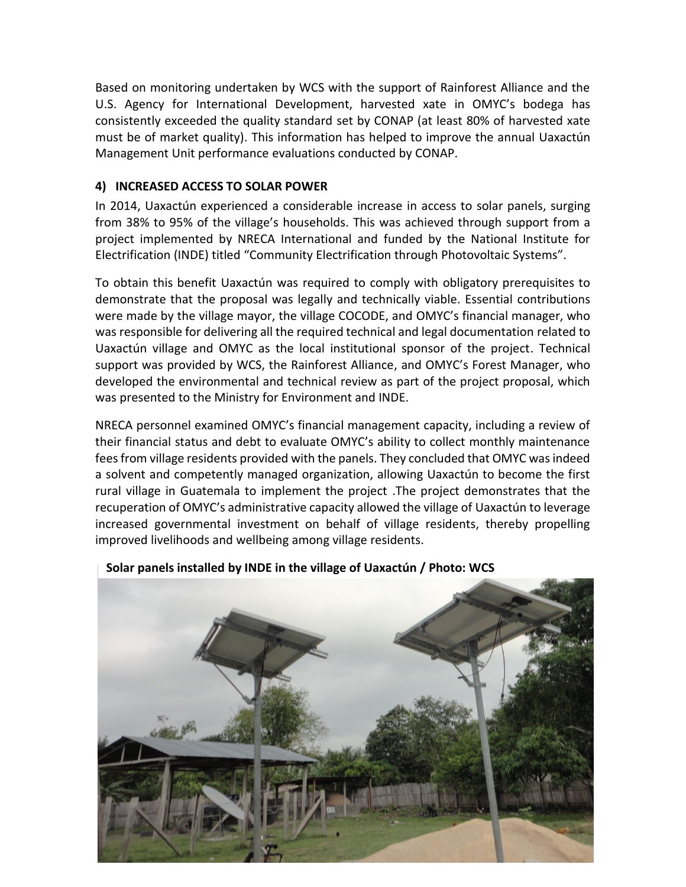Based on monitoring undertaken by WCS with the support of Rainforest Alliance and the U.S. Agency for International Development, harvested xate in OMYC's bodega has consistently exceeded the quality standard set by CONAP (at least 80% of harvested xate must be of market quality). This information has helped to improve the annual Uaxactún Management Unit performance evaluations conducted by CONAP.

**4) INCREASED ACCESS TO SOLAR POWER**

In 2014, Uaxactún experienced a considerable increase in access to solar panels, surging from 38% to 95% of the village's households. This was achieved through support from a project implemented by NRECA International and funded by the National Institute for Electrification (INDE) titled "Community Electrification through Photovoltaic Systems".

To obtain this benefit Uaxactún was required to comply with obligatory prerequisites to demonstrate that the proposal was legally and technically viable. Essential contributions were made by the village mayor, the village COCODE, and OMYC's financial manager, who was responsible for delivering all the required technical and legal documentation related to Uaxactún village and OMYC as the local institutional sponsor of the project. Technical support was provided by WCS, the Rainforest Alliance, and OMYC's Forest Manager, who developed the environmental and technical review as part of the project proposal, which was presented to the Ministry for Environment and INDE.

NRECA personnel examined OMYC's financial management capacity, including a review of their financial status and debt to evaluate OMYC's ability to collect monthly maintenance fees from village residents provided with the panels. They concluded that OMYC was indeed a solvent and competently managed organization, allowing Uaxactún to become the first rural village in Guatemala to implement the project .The project demonstrates that the recuperation of OMYC's administrative capacity allowed the village of Uaxactún to leverage increased governmental investment on behalf of village residents, thereby propelling improved livelihoods and wellbeing among village residents.

**Solar panels installed by INDE in the village of Uaxactún / Photo: WCS**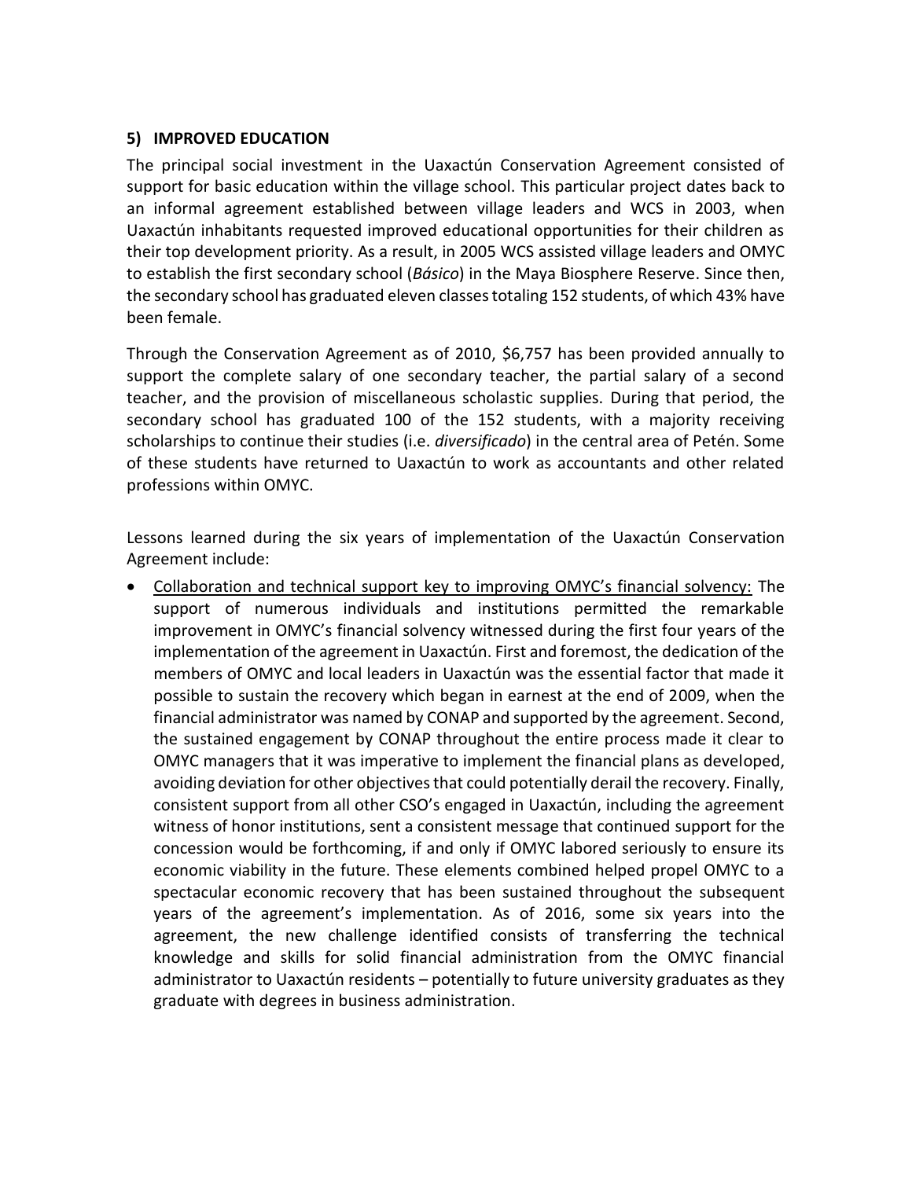### 5) IMPROVED EDUCATION

The principal social investment in the Uaxactún Conservation Agreement consisted of support for basic education within the village school. This particular project dates back to an informal agreement established between village leaders and WCS in 2003, when Uaxactún inhabitants requested improved educational opportunities for their children as their top development priority. As a result, in 2005 WCS assisted village leaders and OMYC to establish the first secondary school (*Básico*) in the Maya Biosphere Reserve. Since then, the secondary school has graduated eleven classes totaling 152 students, of which 43% have been female.

Through the Conservation Agreement as of 2010, $6,757 has been provided annually to support the complete salary of one secondary teacher, the partial salary of a second teacher, and the provision of miscellaneous scholastic supplies. During that period, the secondary school has graduated 100 of the 152 students, with a majority receiving scholarships to continue their studies (i.e. *diversificado*) in the central area of Petén. Some of these students have returned to Uaxactún to work as accountants and other related professions within OMYC.

Lessons learned during the six years of implementation of the Uaxactún Conservation Agreement include:

- <u>Collaboration and technical support key to improving OMYC's financial solvency:</u> The support of numerous individuals and institutions permitted the remarkable improvement in OMYC's financial solvency witnessed during the first four years of the implementation of the agreement in Uaxactún. First and foremost, the dedication of the members of OMYC and local leaders in Uaxactún was the essential factor that made it possible to sustain the recovery which began in earnest at the end of 2009, when the financial administrator was named by CONAP and supported by the agreement. Second, the sustained engagement by CONAP throughout the entire process made it clear to OMYC managers that it was imperative to implement the financial plans as developed, avoiding deviation for other objectives that could potentially derail the recovery. Finally, consistent support from all other CSO's engaged in Uaxactún, including the agreement witness of honor institutions, sent a consistent message that continued support for the concession would be forthcoming, if and only if OMYC labored seriously to ensure its economic viability in the future. These elements combined helped propel OMYC to a spectacular economic recovery that has been sustained throughout the subsequent years of the agreement's implementation. As of 2016, some six years into the agreement, the new challenge identified consists of transferring the technical knowledge and skills for solid financial administration from the OMYC financial administrator to Uaxactún residents – potentially to future university graduates as they graduate with degrees in business administration.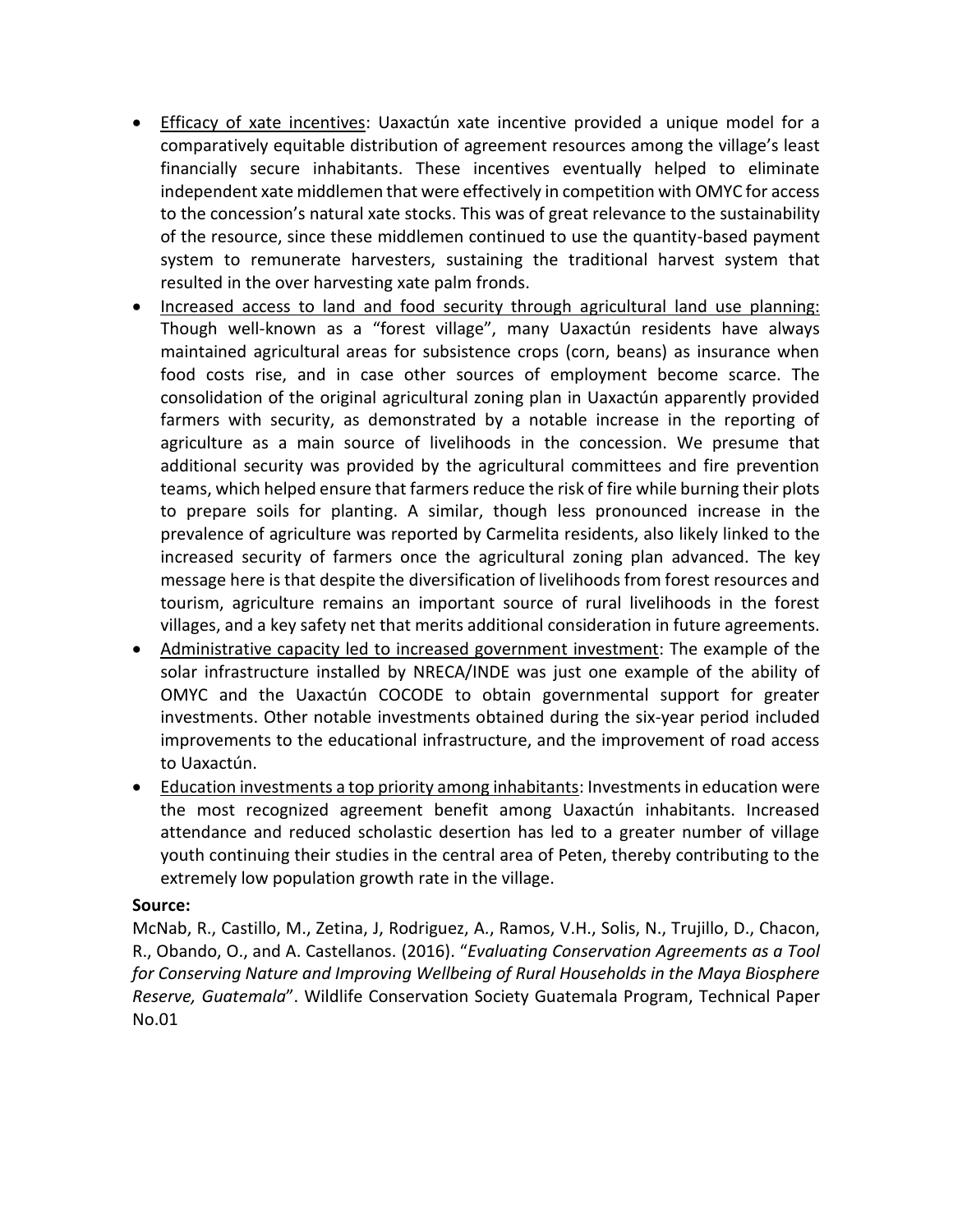- Efficacy of xate incentives: Uaxactún xate incentive provided a unique model for a comparatively equitable distribution of agreement resources among the village's least financially secure inhabitants. These incentives eventually helped to eliminate independent xate middlemen that were effectively in competition with OMYC for access to the concession's natural xate stocks. This was of great relevance to the sustainability of the resource, since these middlemen continued to use the quantity-based payment system to remunerate harvesters, sustaining the traditional harvest system that resulted in the over harvesting xate palm fronds.
- Increased access to land and food security through agricultural land use planning: Though well-known as a "forest village", many Uaxactún residents have always maintained agricultural areas for subsistence crops (corn, beans) as insurance when food costs rise, and in case other sources of employment become scarce. The consolidation of the original agricultural zoning plan in Uaxactún apparently provided farmers with security, as demonstrated by a notable increase in the reporting of agriculture as a main source of livelihoods in the concession. We presume that additional security was provided by the agricultural committees and fire prevention teams, which helped ensure that farmers reduce the risk of fire while burning their plots to prepare soils for planting. A similar, though less pronounced increase in the prevalence of agriculture was reported by Carmelita residents, also likely linked to the increased security of farmers once the agricultural zoning plan advanced. The key message here is that despite the diversification of livelihoods from forest resources and tourism, agriculture remains an important source of rural livelihoods in the forest villages, and a key safety net that merits additional consideration in future agreements.
- Administrative capacity led to increased government investment: The example of the solar infrastructure installed by NRECA/INDE was just one example of the ability of OMYC and the Uaxactún COCODE to obtain governmental support for greater investments. Other notable investments obtained during the six-year period included improvements to the educational infrastructure, and the improvement of road access to Uaxactún.
- Education investments a top priority among inhabitants: Investments in education were the most recognized agreement benefit among Uaxactún inhabitants. Increased attendance and reduced scholastic desertion has led to a greater number of village youth continuing their studies in the central area of Peten, thereby contributing to the extremely low population growth rate in the village.

**Source:**

McNab, R., Castillo, M., Zetina, J, Rodriguez, A., Ramos, V.H., Solis, N., Trujillo, D., Chacon, R., Obando, O., and A. Castellanos. (2016). "*Evaluating Conservation Agreements as a Tool for Conserving Nature and Improving Wellbeing of Rural Households in the Maya Biosphere Reserve, Guatemala*". Wildlife Conservation Society Guatemala Program, Technical Paper No.01